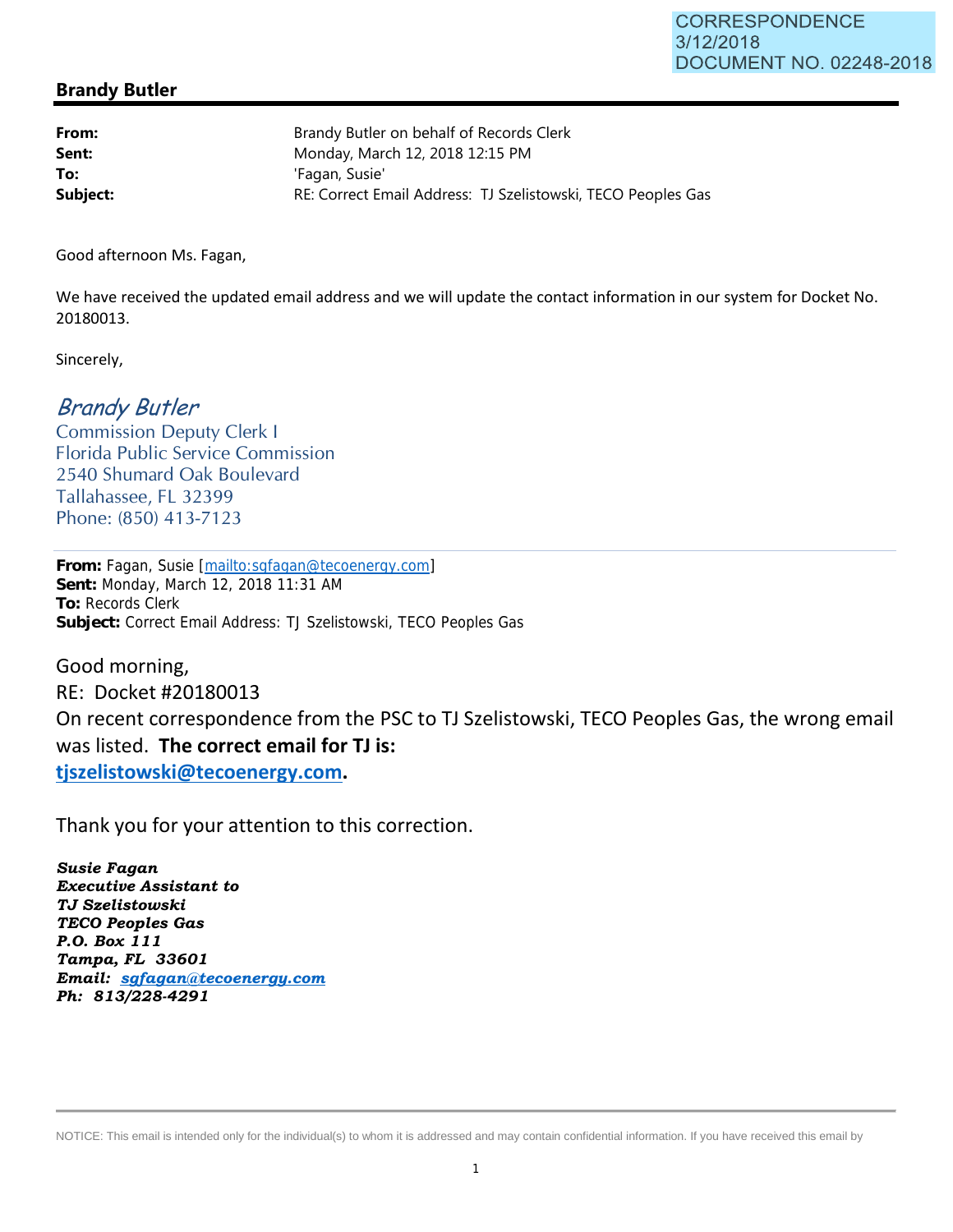CORRESPONDENCE
3/12/2018
DOCUMENT NO. 02248-2018

## Brandy Butler

| | |
|---|---|
| **From:** | Brandy Butler on behalf of Records Clerk |
| **Sent:** | Monday, March 12, 2018 12:15 PM |
| **To:** | 'Fagan, Susie' |
| **Subject:** | RE: Correct Email Address: TJ Szelistowski, TECO Peoples Gas |

Good afternoon Ms. Fagan,

We have received the updated email address and we will update the contact information in our system for Docket No. 20180013.

Sincerely,

*Brandy Butler*
Commission Deputy Clerk I
Florida Public Service Commission
2540 Shumard Oak Boulevard
Tallahassee, FL 32399
Phone: (850) 413-7123

---

**From:** Fagan, Susie [mailto:sgfagan@tecoenergy.com]
**Sent:** Monday, March 12, 2018 11:31 AM
**To:** Records Clerk
**Subject:** Correct Email Address: TJ Szelistowski, TECO Peoples Gas

Good morning,
RE: Docket #20180013
On recent correspondence from the PSC to TJ Szelistowski, TECO Peoples Gas, the wrong email was listed. **The correct email for TJ is:**
**tjszelistowski@tecoenergy.com.**

Thank you for your attention to this correction.

***Susie Fagan***
***Executive Assistant to***
***TJ Szelistowski***
***TECO Peoples Gas***
***P.O. Box 111***
***Tampa, FL 33601***
***Email: sgfagan@tecoenergy.com***
***Ph: 813/228-4291***

---

NOTICE: This email is intended only for the individual(s) to whom it is addressed and may contain confidential information. If you have received this email by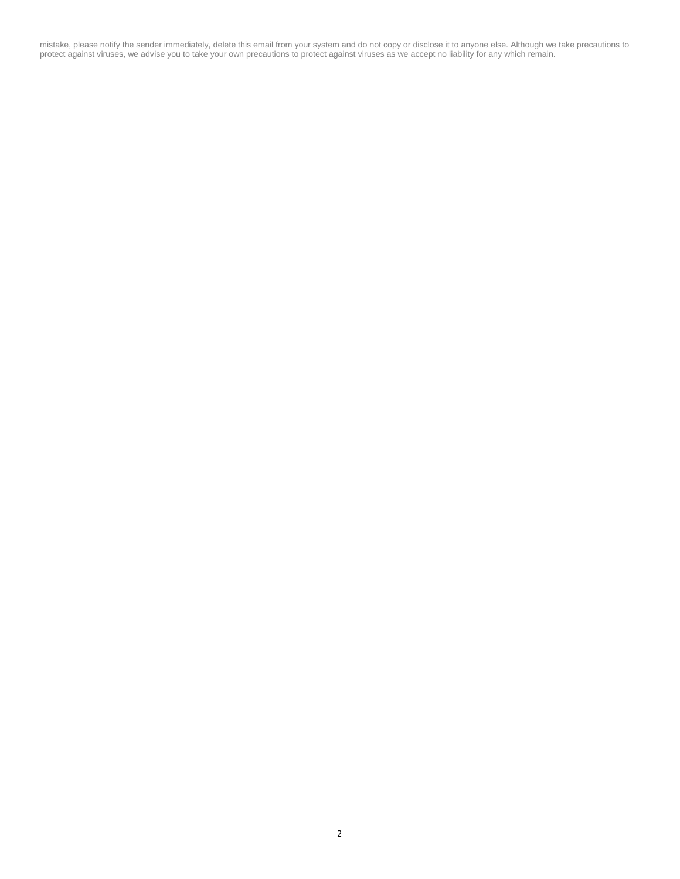mistake, please notify the sender immediately, delete this email from your system and do not copy or disclose it to anyone else. Although we take precautions to protect against viruses, we advise you to take your own precautions to protect against viruses as we accept no liability for any which remain.